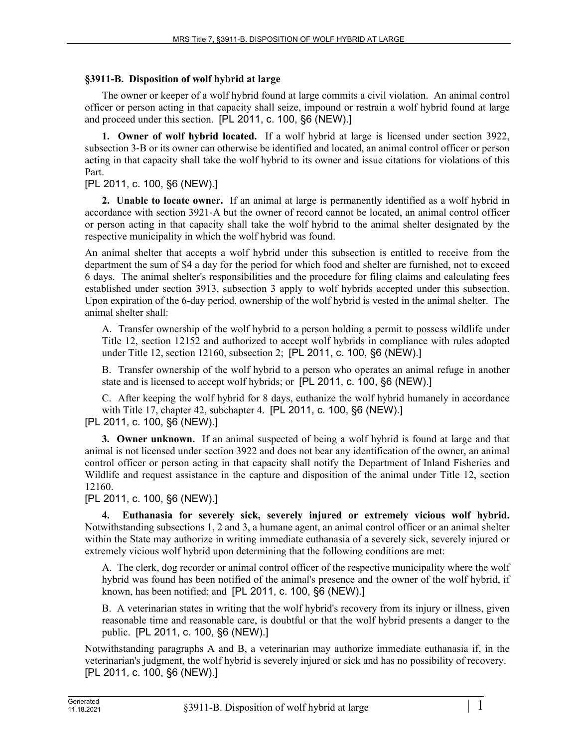### §3911-B. Disposition of wolf hybrid at large

The owner or keeper of a wolf hybrid found at large commits a civil violation. An animal control officer or person acting in that capacity shall seize, impound or restrain a wolf hybrid found at large and proceed under this section. [PL 2011, c. 100, §6 (NEW).]

**1. Owner of wolf hybrid located.** If a wolf hybrid at large is licensed under section 3922, subsection 3-B or its owner can otherwise be identified and located, an animal control officer or person acting in that capacity shall take the wolf hybrid to its owner and issue citations for violations of this Part.

[PL 2011, c. 100, §6 (NEW).]

**2. Unable to locate owner.** If an animal at large is permanently identified as a wolf hybrid in accordance with section 3921-A but the owner of record cannot be located, an animal control officer or person acting in that capacity shall take the wolf hybrid to the animal shelter designated by the respective municipality in which the wolf hybrid was found.

An animal shelter that accepts a wolf hybrid under this subsection is entitled to receive from the department the sum of $4 a day for the period for which food and shelter are furnished, not to exceed 6 days. The animal shelter's responsibilities and the procedure for filing claims and calculating fees established under section 3913, subsection 3 apply to wolf hybrids accepted under this subsection. Upon expiration of the 6-day period, ownership of the wolf hybrid is vested in the animal shelter. The animal shelter shall:

A. Transfer ownership of the wolf hybrid to a person holding a permit to possess wildlife under Title 12, section 12152 and authorized to accept wolf hybrids in compliance with rules adopted under Title 12, section 12160, subsection 2; [PL 2011, c. 100, §6 (NEW).]

B. Transfer ownership of the wolf hybrid to a person who operates an animal refuge in another state and is licensed to accept wolf hybrids; or [PL 2011, c. 100, §6 (NEW).]

C. After keeping the wolf hybrid for 8 days, euthanize the wolf hybrid humanely in accordance with Title 17, chapter 42, subchapter 4. [PL 2011, c. 100, §6 (NEW).]

[PL 2011, c. 100, §6 (NEW).]

**3. Owner unknown.** If an animal suspected of being a wolf hybrid is found at large and that animal is not licensed under section 3922 and does not bear any identification of the owner, an animal control officer or person acting in that capacity shall notify the Department of Inland Fisheries and Wildlife and request assistance in the capture and disposition of the animal under Title 12, section 12160.

[PL 2011, c. 100, §6 (NEW).]

**4. Euthanasia for severely sick, severely injured or extremely vicious wolf hybrid.** Notwithstanding subsections 1, 2 and 3, a humane agent, an animal control officer or an animal shelter within the State may authorize in writing immediate euthanasia of a severely sick, severely injured or extremely vicious wolf hybrid upon determining that the following conditions are met:

A. The clerk, dog recorder or animal control officer of the respective municipality where the wolf hybrid was found has been notified of the animal's presence and the owner of the wolf hybrid, if known, has been notified; and [PL 2011, c. 100, §6 (NEW).]

B. A veterinarian states in writing that the wolf hybrid's recovery from its injury or illness, given reasonable time and reasonable care, is doubtful or that the wolf hybrid presents a danger to the public. [PL 2011, c. 100, §6 (NEW).]

Notwithstanding paragraphs A and B, a veterinarian may authorize immediate euthanasia if, in the veterinarian's judgment, the wolf hybrid is severely injured or sick and has no possibility of recovery.

[PL 2011, c. 100, §6 (NEW).]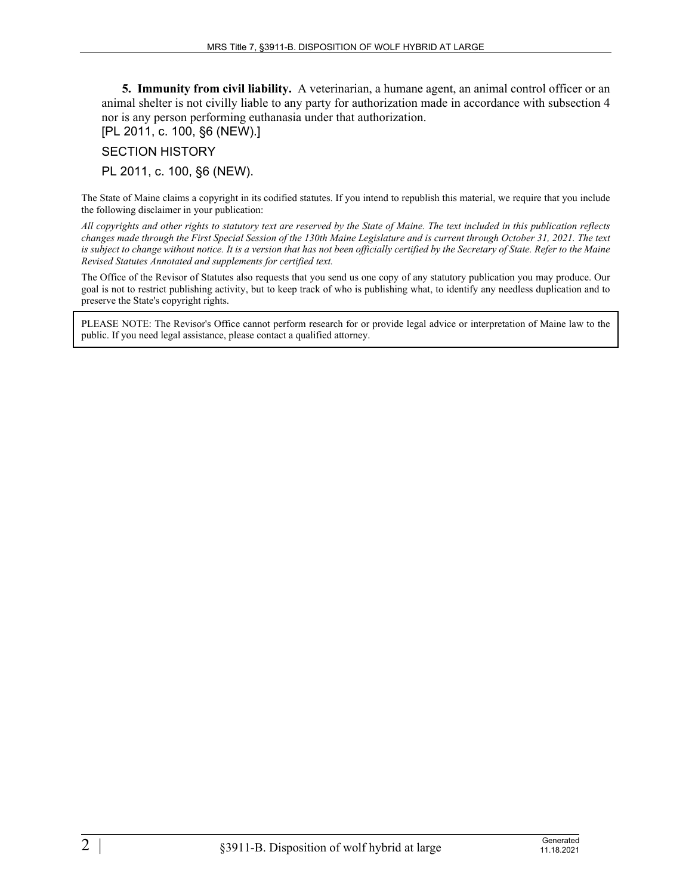**5. Immunity from civil liability.** A veterinarian, a humane agent, an animal control officer or an animal shelter is not civilly liable to any party for authorization made in accordance with subsection 4 nor is any person performing euthanasia under that authorization.

[PL 2011, c. 100, §6 (NEW).]

SECTION HISTORY

PL 2011, c. 100, §6 (NEW).

The State of Maine claims a copyright in its codified statutes. If you intend to republish this material, we require that you include the following disclaimer in your publication:

*All copyrights and other rights to statutory text are reserved by the State of Maine. The text included in this publication reflects changes made through the First Special Session of the 130th Maine Legislature and is current through October 31, 2021. The text is subject to change without notice. It is a version that has not been officially certified by the Secretary of State. Refer to the Maine Revised Statutes Annotated and supplements for certified text.*

The Office of the Revisor of Statutes also requests that you send us one copy of any statutory publication you may produce. Our goal is not to restrict publishing activity, but to keep track of who is publishing what, to identify any needless duplication and to preserve the State's copyright rights.

PLEASE NOTE: The Revisor's Office cannot perform research for or provide legal advice or interpretation of Maine law to the public. If you need legal assistance, please contact a qualified attorney.